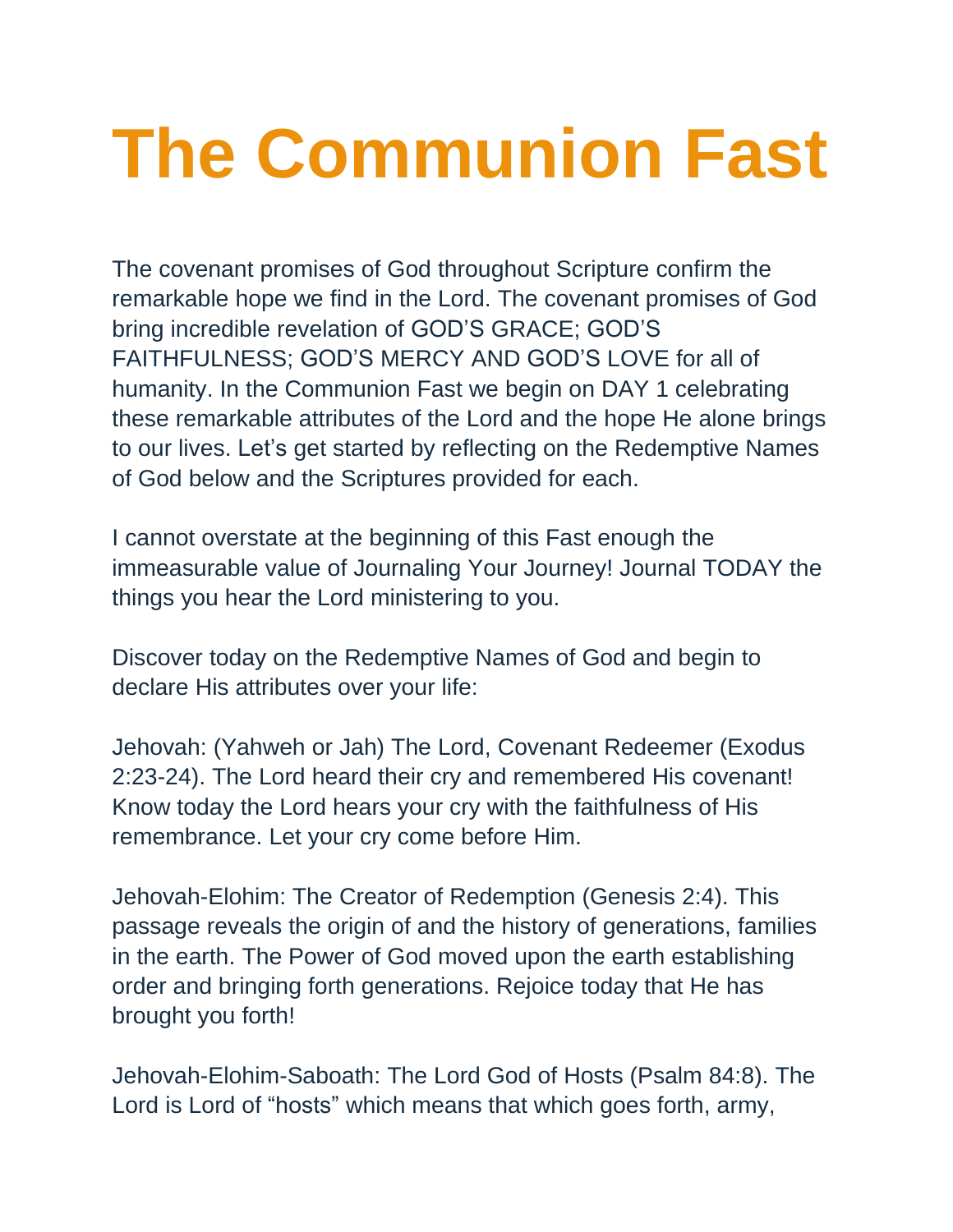# The Communion Fast

The covenant promises of God throughout Scripture confirm the remarkable hope we find in the Lord. The covenant promises of God bring incredible revelation of GOD'S GRACE; GOD'S FAITHFULNESS; GOD'S MERCY AND GOD'S LOVE for all of humanity. In the Communion Fast we begin on DAY 1 celebrating these remarkable attributes of the Lord and the hope He alone brings to our lives. Let's get started by reflecting on the Redemptive Names of God below and the Scriptures provided for each.

I cannot overstate at the beginning of this Fast enough the immeasurable value of Journaling Your Journey! Journal TODAY the things you hear the Lord ministering to you.

Discover today on the Redemptive Names of God and begin to declare His attributes over your life:

Jehovah: (Yahweh or Jah) The Lord, Covenant Redeemer (Exodus 2:23-24). The Lord heard their cry and remembered His covenant! Know today the Lord hears your cry with the faithfulness of His remembrance. Let your cry come before Him.

Jehovah-Elohim: The Creator of Redemption (Genesis 2:4). This passage reveals the origin of and the history of generations, families in the earth. The Power of God moved upon the earth establishing order and bringing forth generations. Rejoice today that He has brought you forth!

Jehovah-Elohim-Saboath: The Lord God of Hosts (Psalm 84:8). The Lord is Lord of "hosts" which means that which goes forth, army,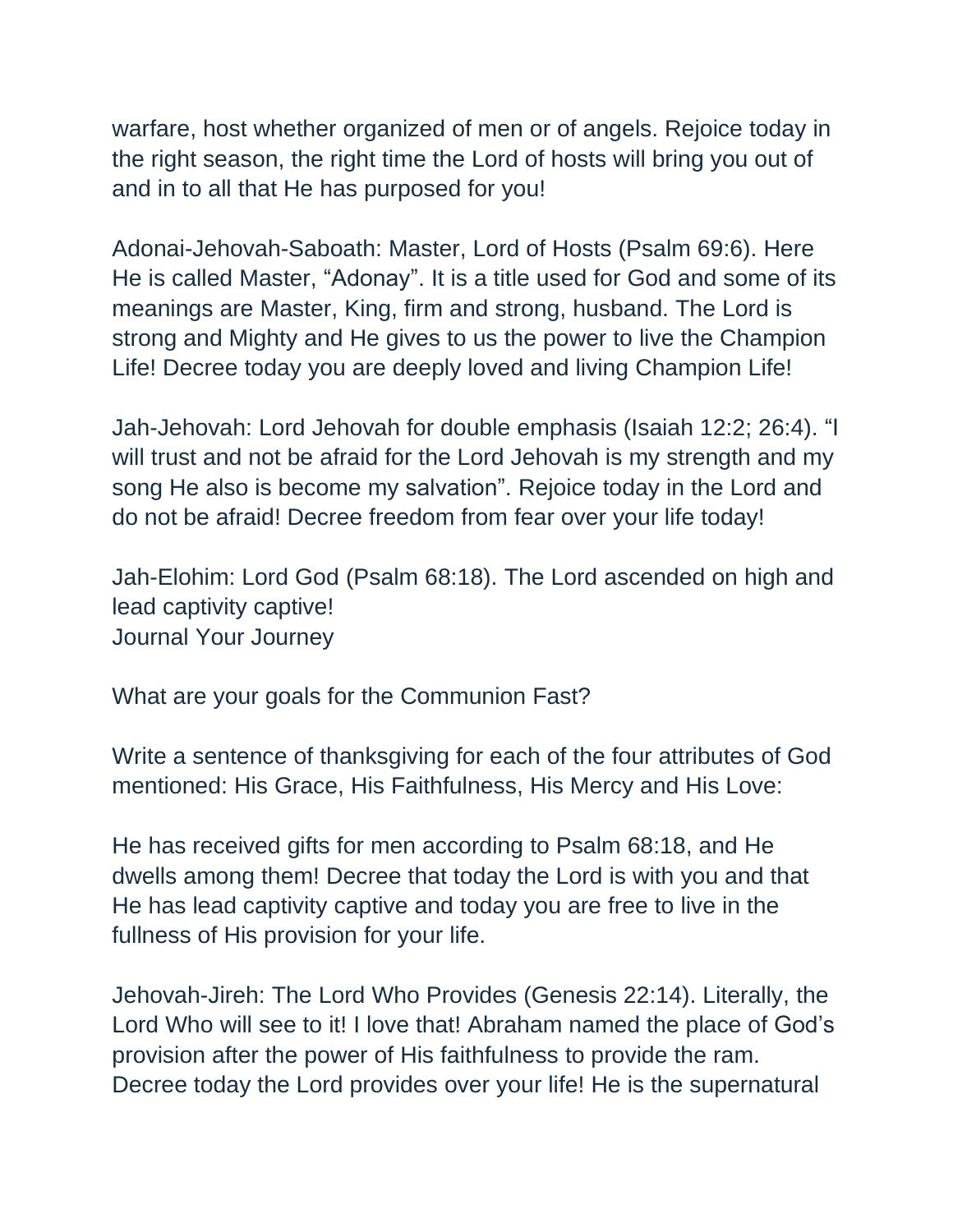warfare, host whether organized of men or of angels. Rejoice today in the right season, the right time the Lord of hosts will bring you out of and in to all that He has purposed for you!

Adonai-Jehovah-Saboath: Master, Lord of Hosts (Psalm 69:6). Here He is called Master, “Adonay”. It is a title used for God and some of its meanings are Master, King, firm and strong, husband. The Lord is strong and Mighty and He gives to us the power to live the Champion Life! Decree today you are deeply loved and living Champion Life!

Jah-Jehovah: Lord Jehovah for double emphasis (Isaiah 12:2; 26:4). “I will trust and not be afraid for the Lord Jehovah is my strength and my song He also is become my salvation”. Rejoice today in the Lord and do not be afraid! Decree freedom from fear over your life today!

Jah-Elohim: Lord God (Psalm 68:18). The Lord ascended on high and lead captivity captive!

Journal Your Journey

What are your goals for the Communion Fast?

Write a sentence of thanksgiving for each of the four attributes of God mentioned: His Grace, His Faithfulness, His Mercy and His Love:

He has received gifts for men according to Psalm 68:18, and He dwells among them! Decree that today the Lord is with you and that He has lead captivity captive and today you are free to live in the fullness of His provision for your life.

Jehovah-Jireh: The Lord Who Provides (Genesis 22:14). Literally, the Lord Who will see to it! I love that! Abraham named the place of God’s provision after the power of His faithfulness to provide the ram. Decree today the Lord provides over your life! He is the supernatural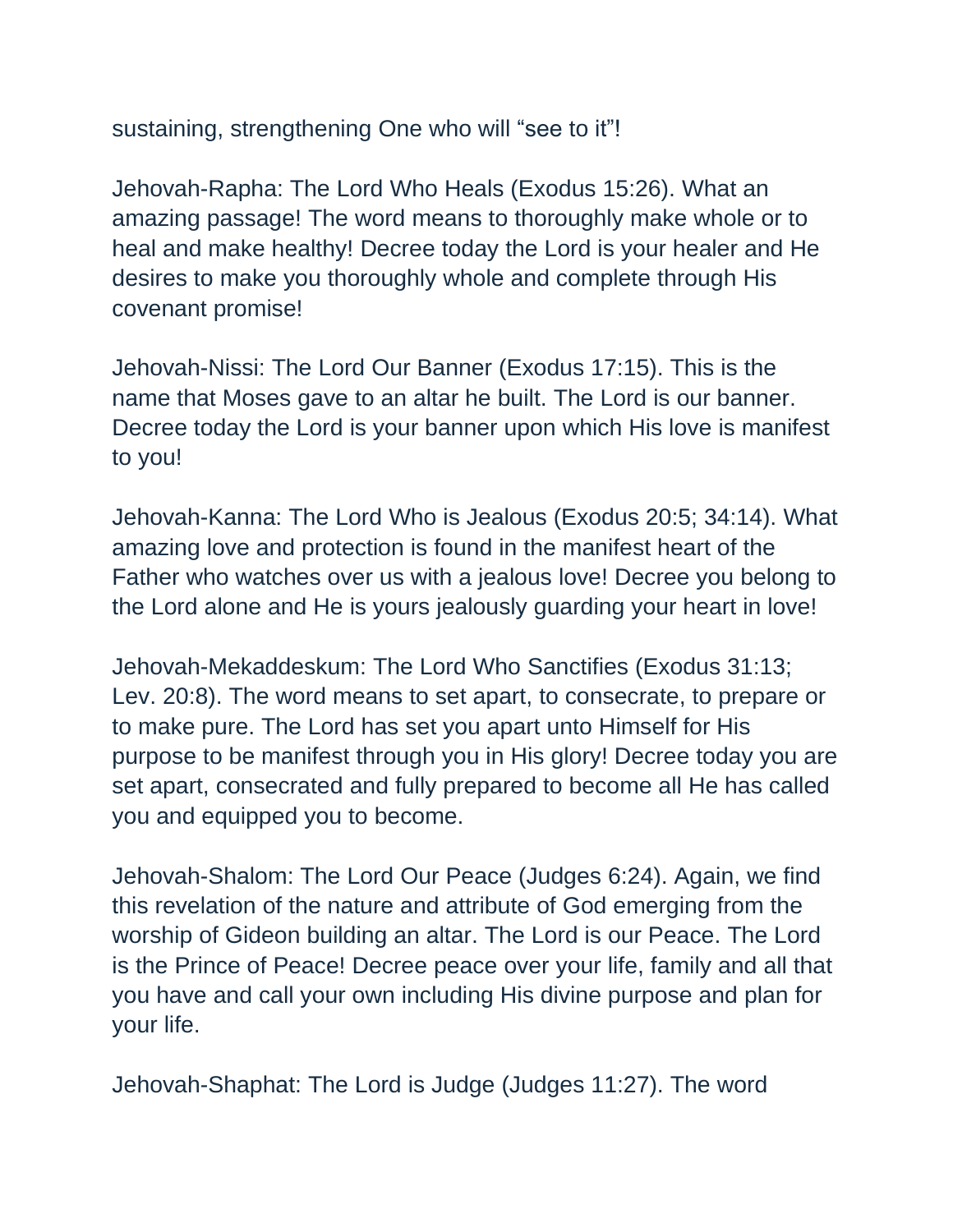sustaining, strengthening One who will “see to it”!

Jehovah-Rapha: The Lord Who Heals (Exodus 15:26). What an amazing passage! The word means to thoroughly make whole or to heal and make healthy! Decree today the Lord is your healer and He desires to make you thoroughly whole and complete through His covenant promise!

Jehovah-Nissi: The Lord Our Banner (Exodus 17:15). This is the name that Moses gave to an altar he built. The Lord is our banner. Decree today the Lord is your banner upon which His love is manifest to you!

Jehovah-Kanna: The Lord Who is Jealous (Exodus 20:5; 34:14). What amazing love and protection is found in the manifest heart of the Father who watches over us with a jealous love! Decree you belong to the Lord alone and He is yours jealously guarding your heart in love!

Jehovah-Mekaddeskum: The Lord Who Sanctifies (Exodus 31:13; Lev. 20:8). The word means to set apart, to consecrate, to prepare or to make pure. The Lord has set you apart unto Himself for His purpose to be manifest through you in His glory! Decree today you are set apart, consecrated and fully prepared to become all He has called you and equipped you to become.

Jehovah-Shalom: The Lord Our Peace (Judges 6:24). Again, we find this revelation of the nature and attribute of God emerging from the worship of Gideon building an altar. The Lord is our Peace. The Lord is the Prince of Peace! Decree peace over your life, family and all that you have and call your own including His divine purpose and plan for your life.

Jehovah-Shaphat: The Lord is Judge (Judges 11:27). The word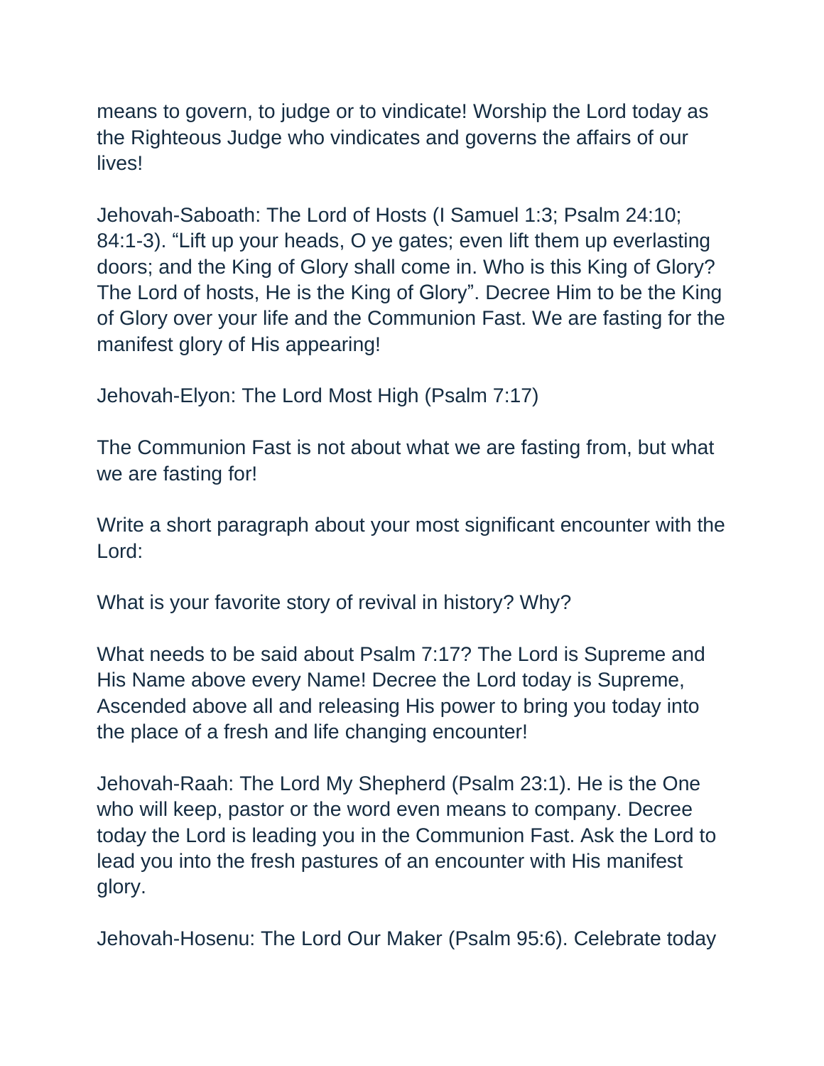means to govern, to judge or to vindicate! Worship the Lord today as the Righteous Judge who vindicates and governs the affairs of our lives!

Jehovah-Saboath: The Lord of Hosts (I Samuel 1:3; Psalm 24:10; 84:1-3). “Lift up your heads, O ye gates; even lift them up everlasting doors; and the King of Glory shall come in. Who is this King of Glory? The Lord of hosts, He is the King of Glory”. Decree Him to be the King of Glory over your life and the Communion Fast. We are fasting for the manifest glory of His appearing!

Jehovah-Elyon: The Lord Most High (Psalm 7:17)

The Communion Fast is not about what we are fasting from, but what we are fasting for!

Write a short paragraph about your most significant encounter with the Lord:

What is your favorite story of revival in history? Why?

What needs to be said about Psalm 7:17? The Lord is Supreme and His Name above every Name! Decree the Lord today is Supreme, Ascended above all and releasing His power to bring you today into the place of a fresh and life changing encounter!

Jehovah-Raah: The Lord My Shepherd (Psalm 23:1). He is the One who will keep, pastor or the word even means to company. Decree today the Lord is leading you in the Communion Fast. Ask the Lord to lead you into the fresh pastures of an encounter with His manifest glory.

Jehovah-Hosenu: The Lord Our Maker (Psalm 95:6). Celebrate today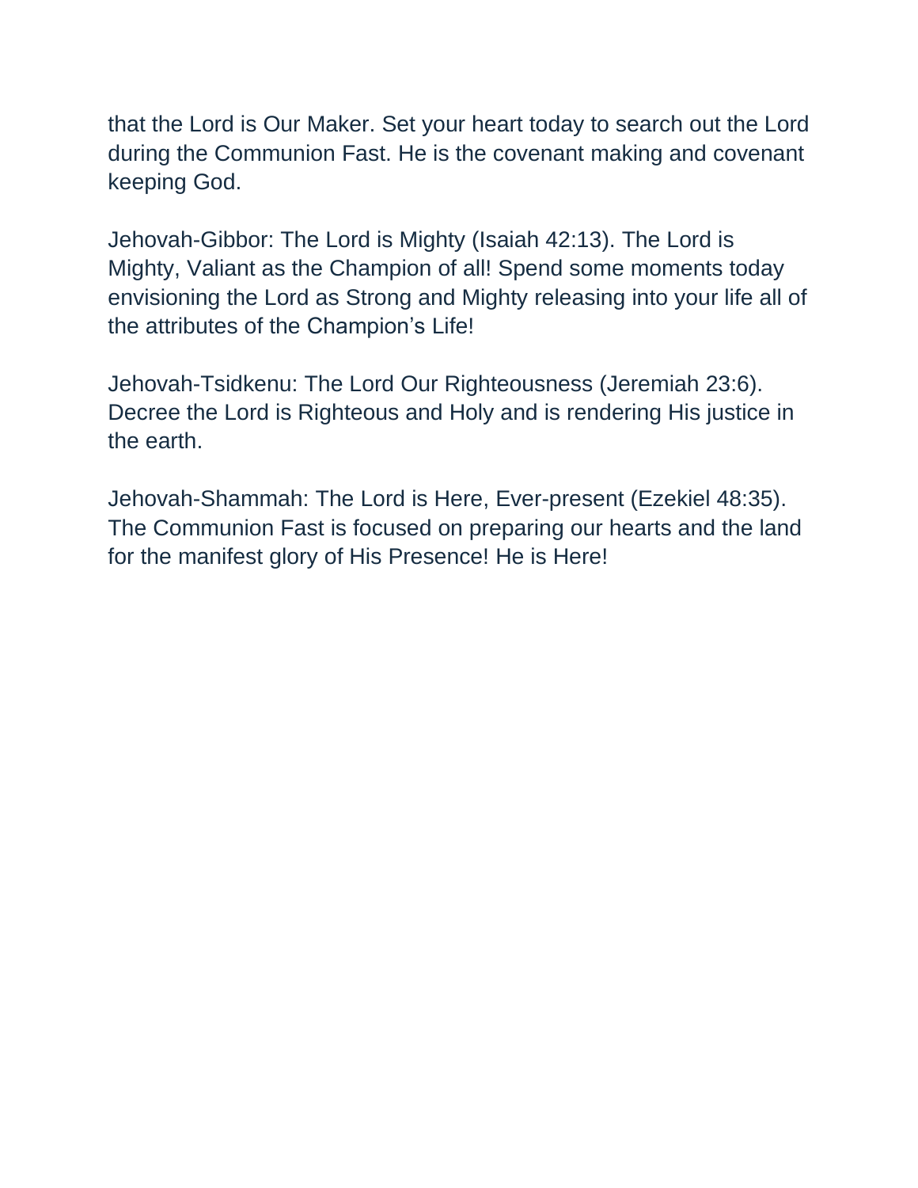that the Lord is Our Maker. Set your heart today to search out the Lord during the Communion Fast. He is the covenant making and covenant keeping God.

Jehovah-Gibbor: The Lord is Mighty (Isaiah 42:13). The Lord is Mighty, Valiant as the Champion of all! Spend some moments today envisioning the Lord as Strong and Mighty releasing into your life all of the attributes of the Champion's Life!

Jehovah-Tsidkenu: The Lord Our Righteousness (Jeremiah 23:6). Decree the Lord is Righteous and Holy and is rendering His justice in the earth.

Jehovah-Shammah: The Lord is Here, Ever-present (Ezekiel 48:35). The Communion Fast is focused on preparing our hearts and the land for the manifest glory of His Presence! He is Here!